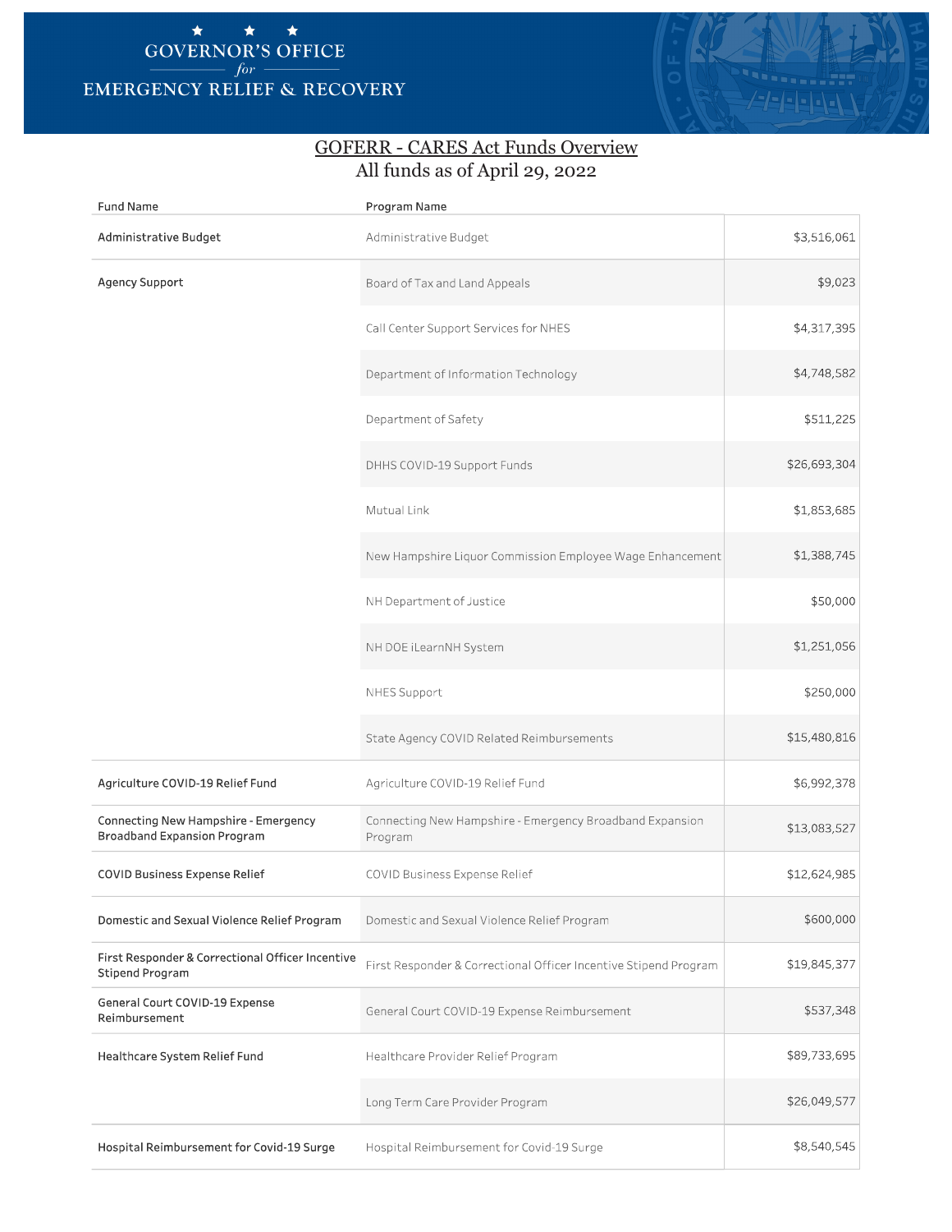# GOVERNOR'S OFFICE *for* EMERGENCY RELIEF & RECOVERY

## GOFERR - CARES Act Funds Overview

All funds as of April 29, 2022

| Fund Name | Program Name | |
|---|---|---|
| Administrative Budget | Administrative Budget | $3,516,061 |
| Agency Support | Board of Tax and Land Appeals | $9,023 |
| | Call Center Support Services for NHES | $4,317,395 |
| | Department of Information Technology | $4,748,582 |
| | Department of Safety | $511,225 |
| | DHHS COVID-19 Support Funds | $26,693,304 |
| | Mutual Link | $1,853,685 |
| | New Hampshire Liquor Commission Employee Wage Enhancement | $1,388,745 |
| | NH Department of Justice | $50,000 |
| | NH DOE iLearnNH System | $1,251,056 |
| | NHES Support | $250,000 |
| | State Agency COVID Related Reimbursements | $15,480,816 |
| Agriculture COVID-19 Relief Fund | Agriculture COVID-19 Relief Fund | $6,992,378 |
| Connecting New Hampshire - Emergency Broadband Expansion Program | Connecting New Hampshire - Emergency Broadband Expansion Program | $13,083,527 |
| COVID Business Expense Relief | COVID Business Expense Relief | $12,624,985 |
| Domestic and Sexual Violence Relief Program | Domestic and Sexual Violence Relief Program | $600,000 |
| First Responder & Correctional Officer Incentive Stipend Program | First Responder & Correctional Officer Incentive Stipend Program | $19,845,377 |
| General Court COVID-19 Expense Reimbursement | General Court COVID-19 Expense Reimbursement | $537,348 |
| Healthcare System Relief Fund | Healthcare Provider Relief Program | $89,733,695 |
| | Long Term Care Provider Program | $26,049,577 |
| Hospital Reimbursement for Covid-19 Surge | Hospital Reimbursement for Covid-19 Surge | $8,540,545 |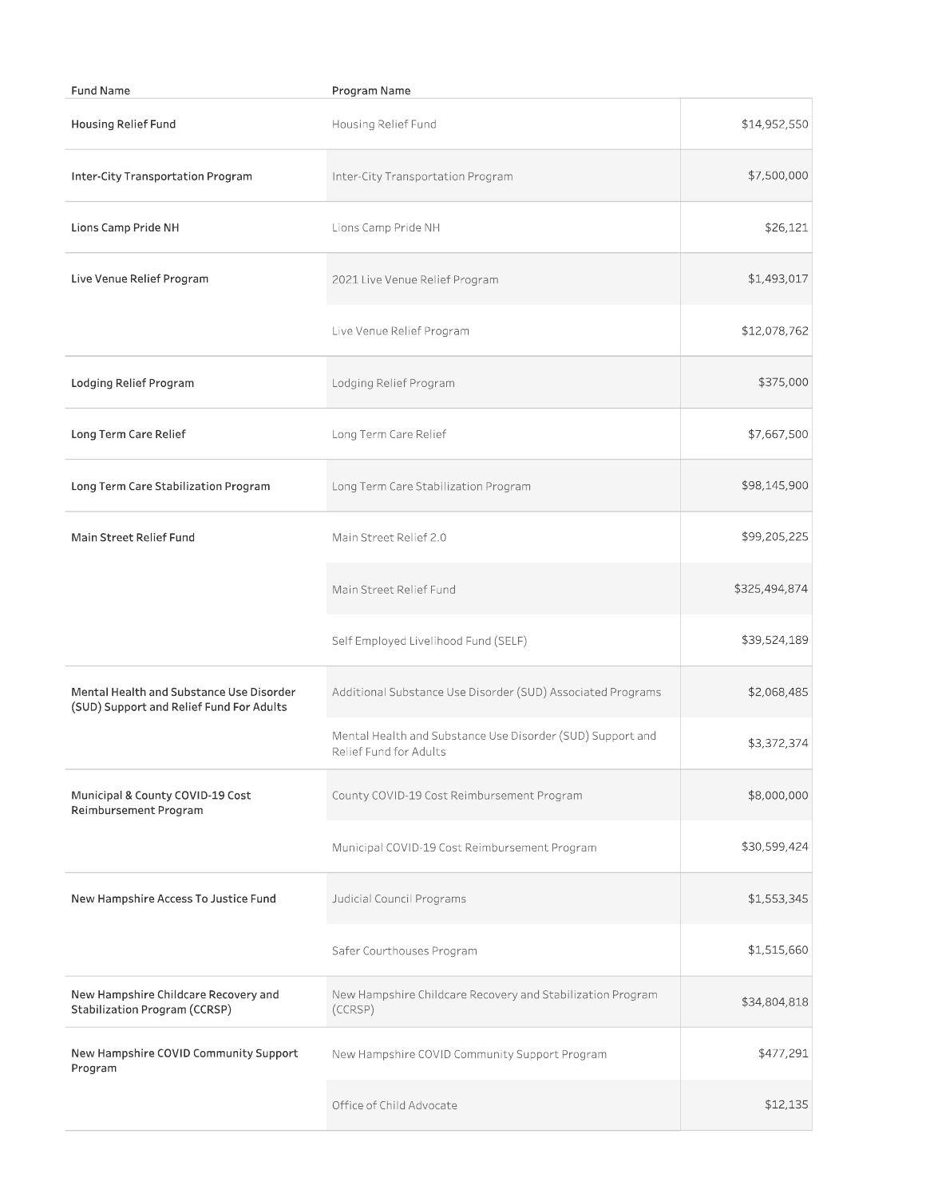| Fund Name | Program Name | |
|---|---|---|
| Housing Relief Fund | Housing Relief Fund | $14,952,550 |
| Inter-City Transportation Program | Inter-City Transportation Program | $7,500,000 |
| Lions Camp Pride NH | Lions Camp Pride NH | $26,121 |
| Live Venue Relief Program | 2021 Live Venue Relief Program | $1,493,017 |
| | Live Venue Relief Program | $12,078,762 |
| Lodging Relief Program | Lodging Relief Program | $375,000 |
| Long Term Care Relief | Long Term Care Relief | $7,667,500 |
| Long Term Care Stabilization Program | Long Term Care Stabilization Program | $98,145,900 |
| Main Street Relief Fund | Main Street Relief 2.0 | $99,205,225 |
| | Main Street Relief Fund | $325,494,874 |
| | Self Employed Livelihood Fund (SELF) | $39,524,189 |
| Mental Health and Substance Use Disorder (SUD) Support and Relief Fund For Adults | Additional Substance Use Disorder (SUD) Associated Programs | $2,068,485 |
| | Mental Health and Substance Use Disorder (SUD) Support and Relief Fund for Adults | $3,372,374 |
| Municipal & County COVID-19 Cost Reimbursement Program | County COVID-19 Cost Reimbursement Program | $8,000,000 |
| | Municipal COVID-19 Cost Reimbursement Program | $30,599,424 |
| New Hampshire Access To Justice Fund | Judicial Council Programs | $1,553,345 |
| | Safer Courthouses Program | $1,515,660 |
| New Hampshire Childcare Recovery and Stabilization Program (CCRSP) | New Hampshire Childcare Recovery and Stabilization Program (CCRSP) | $34,804,818 |
| New Hampshire COVID Community Support Program | New Hampshire COVID Community Support Program | $477,291 |
| | Office of Child Advocate | $12,135 |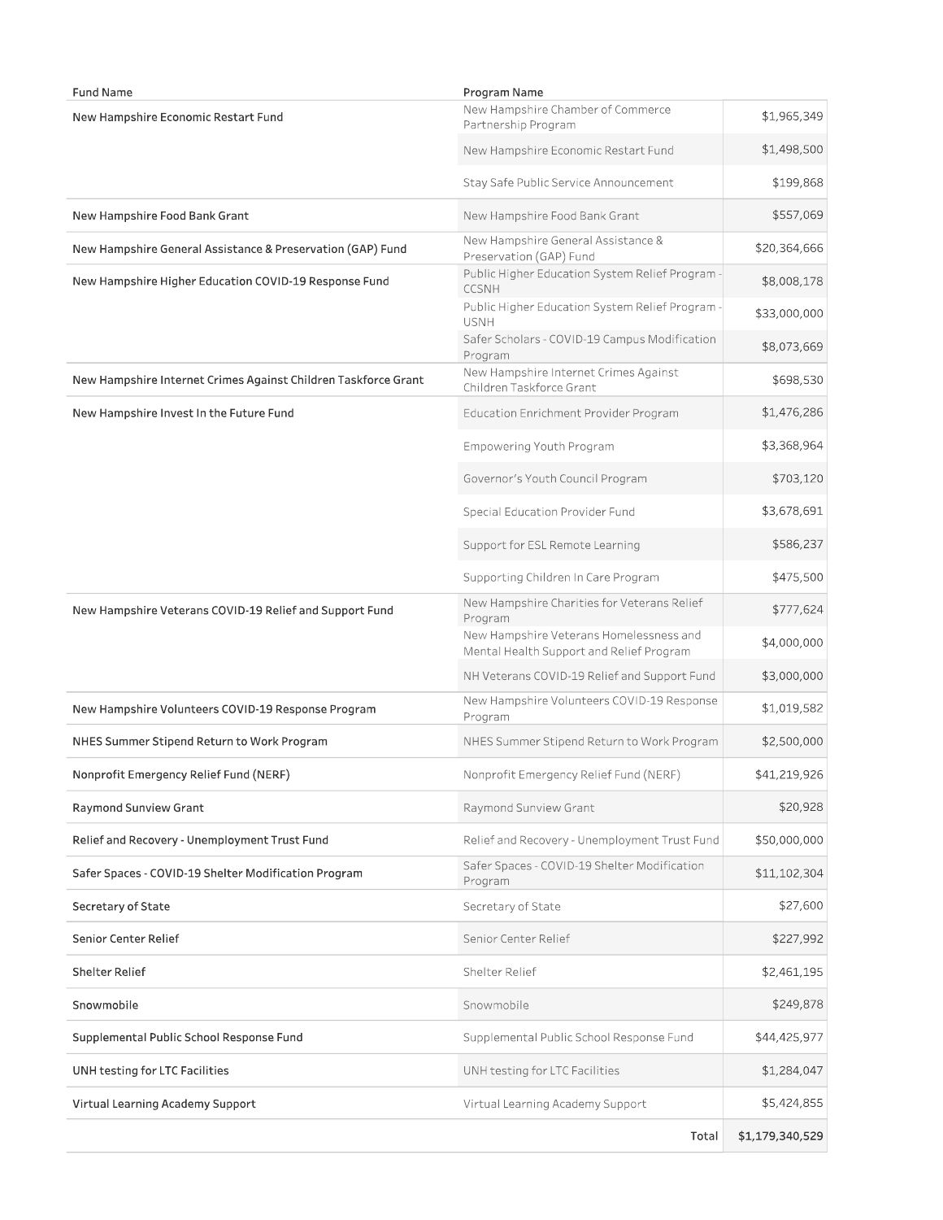| Fund Name | Program Name | |
|---|---|---|
| New Hampshire Economic Restart Fund | New Hampshire Chamber of Commerce Partnership Program | $1,965,349 |
| | New Hampshire Economic Restart Fund | $1,498,500 |
| | Stay Safe Public Service Announcement | $199,868 |
| New Hampshire Food Bank Grant | New Hampshire Food Bank Grant | $557,069 |
| New Hampshire General Assistance & Preservation (GAP) Fund | New Hampshire General Assistance & Preservation (GAP) Fund | $20,364,666 |
| New Hampshire Higher Education COVID-19 Response Fund | Public Higher Education System Relief Program - CCSNH | $8,008,178 |
| | Public Higher Education System Relief Program - USNH | $33,000,000 |
| | Safer Scholars - COVID-19 Campus Modification Program | $8,073,669 |
| New Hampshire Internet Crimes Against Children Taskforce Grant | New Hampshire Internet Crimes Against Children Taskforce Grant | $698,530 |
| New Hampshire Invest In the Future Fund | Education Enrichment Provider Program | $1,476,286 |
| | Empowering Youth Program | $3,368,964 |
| | Governor's Youth Council Program | $703,120 |
| | Special Education Provider Fund | $3,678,691 |
| | Support for ESL Remote Learning | $586,237 |
| | Supporting Children In Care Program | $475,500 |
| New Hampshire Veterans COVID-19 Relief and Support Fund | New Hampshire Charities for Veterans Relief Program | $777,624 |
| | New Hampshire Veterans Homelessness and Mental Health Support and Relief Program | $4,000,000 |
| | NH Veterans COVID-19 Relief and Support Fund | $3,000,000 |
| New Hampshire Volunteers COVID-19 Response Program | New Hampshire Volunteers COVID-19 Response Program | $1,019,582 |
| NHES Summer Stipend Return to Work Program | NHES Summer Stipend Return to Work Program | $2,500,000 |
| Nonprofit Emergency Relief Fund (NERF) | Nonprofit Emergency Relief Fund (NERF) | $41,219,926 |
| Raymond Sunview Grant | Raymond Sunview Grant | $20,928 |
| Relief and Recovery - Unemployment Trust Fund | Relief and Recovery - Unemployment Trust Fund | $50,000,000 |
| Safer Spaces - COVID-19 Shelter Modification Program | Safer Spaces - COVID-19 Shelter Modification Program | $11,102,304 |
| Secretary of State | Secretary of State | $27,600 |
| Senior Center Relief | Senior Center Relief | $227,992 |
| Shelter Relief | Shelter Relief | $2,461,195 |
| Snowmobile | Snowmobile | $249,878 |
| Supplemental Public School Response Fund | Supplemental Public School Response Fund | $44,425,977 |
| UNH testing for LTC Facilities | UNH testing for LTC Facilities | $1,284,047 |
| Virtual Learning Academy Support | Virtual Learning Academy Support | $5,424,855 |
| | Total | $1,179,340,529 |